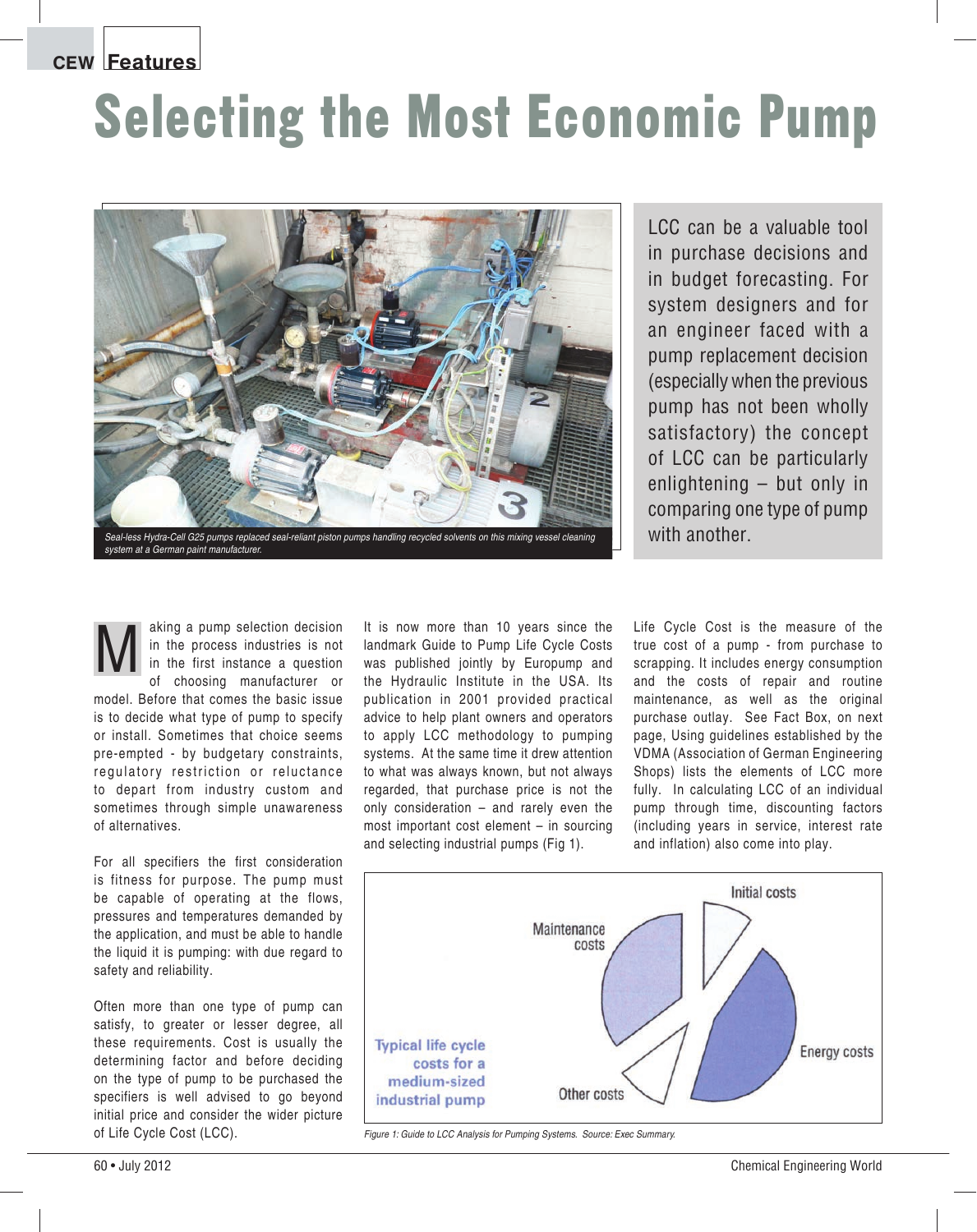# Selecting the Most Economic Pump

*Seal-less Hydra-Cell G25 pumps replaced seal-reliant piston pumps handling recycled solvents on this mixing vessel cleaning system at a German paint manufacturer.*

LCC can be a valuable tool in purchase decisions and in budget forecasting. For system designers and for an engineer faced with a pump replacement decision (especially when the previous pump has not been wholly satisfactory) the concept of LCC can be particularly enlightening – but only in comparing one type of pump with another.

Making a pump selection decision in the process industries is not in the first instance a question of choosing manufacturer or model. Before that comes the basic issue is to decide what type of pump to specify or install. Sometimes that choice seems pre-empted - by budgetary constraints, regulatory restriction or reluctance to depart from industry custom and sometimes through simple unawareness of alternatives.

For all specifiers the first consideration is fitness for purpose. The pump must be capable of operating at the flows, pressures and temperatures demanded by the application, and must be able to handle the liquid it is pumping: with due regard to safety and reliability.

Often more than one type of pump can satisfy, to greater or lesser degree, all these requirements. Cost is usually the determining factor and before deciding on the type of pump to be purchased the specifiers is well advised to go beyond initial price and consider the wider picture of Life Cycle Cost (LCC).

It is now more than 10 years since the landmark Guide to Pump Life Cycle Costs was published jointly by Europump and the Hydraulic Institute in the USA. Its publication in 2001 provided practical advice to help plant owners and operators to apply LCC methodology to pumping systems. At the same time it drew attention to what was always known, but not always regarded, that purchase price is not the only consideration – and rarely even the most important cost element – in sourcing and selecting industrial pumps (Fig 1).

Life Cycle Cost is the measure of the true cost of a pump - from purchase to scrapping. It includes energy consumption and the costs of repair and routine maintenance, as well as the original purchase outlay. See Fact Box, on next page, Using guidelines established by the VDMA (Association of German Engineering Shops) lists the elements of LCC more fully. In calculating LCC of an individual pump through time, discounting factors (including years in service, interest rate and inflation) also come into play.

Typical life cycle costs for a medium-sized industrial pump

Initial costs | Maintenance costs | Energy costs | Other costs

*Figure 1: Guide to LCC Analysis for Pumping Systems. Source: Exec Summary.*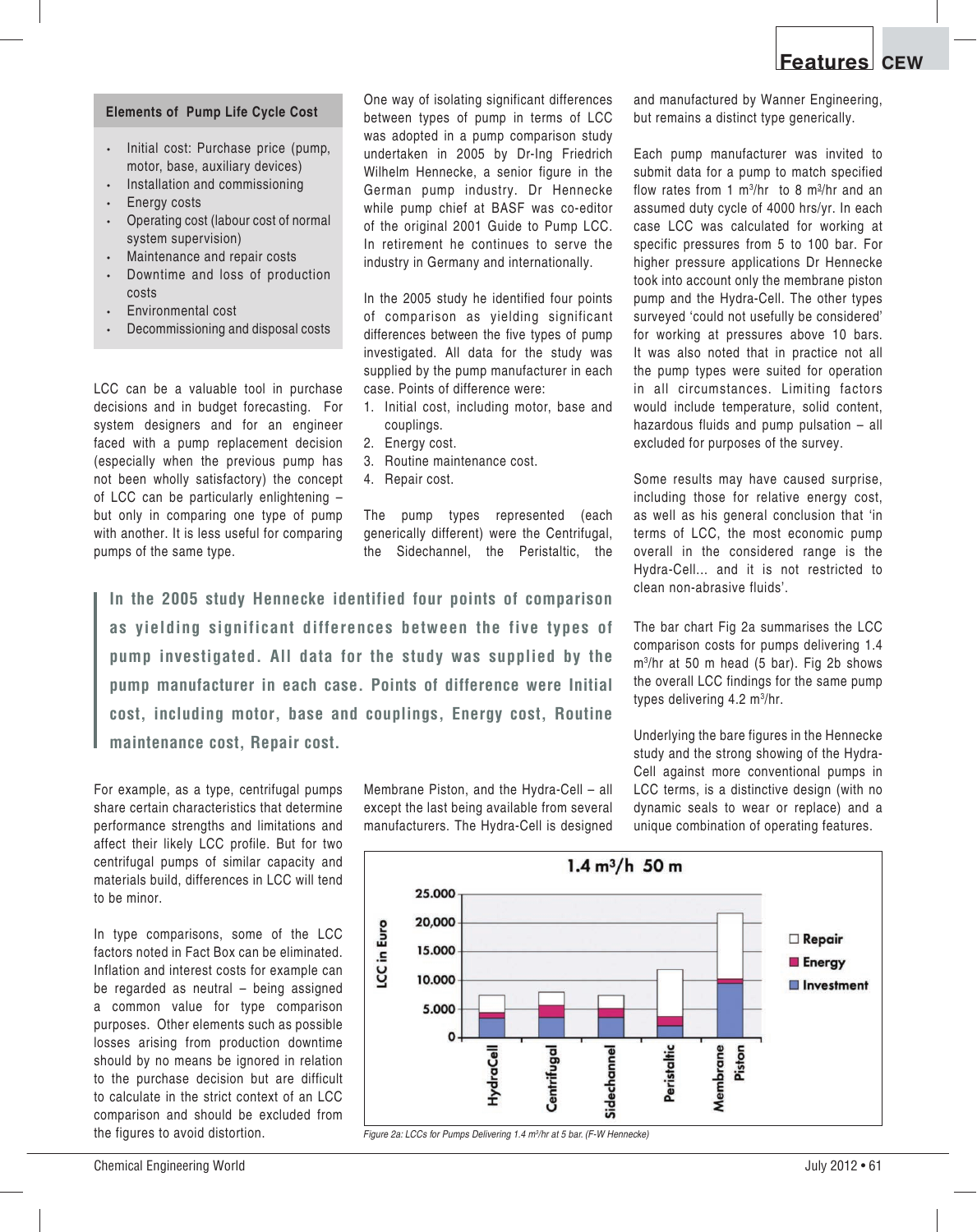**Elements of Pump Life Cycle Cost**

- Initial cost: Purchase price (pump, motor, base, auxiliary devices)
- Installation and commissioning
- Energy costs
- Operating cost (labour cost of normal system supervision)
- Maintenance and repair costs
- Downtime and loss of production costs
- Environmental cost
- Decommissioning and disposal costs

LCC can be a valuable tool in purchase decisions and in budget forecasting. For system designers and for an engineer faced with a pump replacement decision (especially when the previous pump has not been wholly satisfactory) the concept of LCC can be particularly enlightening – but only in comparing one type of pump with another. It is less useful for comparing pumps of the same type.

For example, as a type, centrifugal pumps share certain characteristics that determine performance strengths and limitations and affect their likely LCC profile. But for two centrifugal pumps of similar capacity and materials build, differences in LCC will tend to be minor.

In type comparisons, some of the LCC factors noted in Fact Box can be eliminated. Inflation and interest costs for example can be regarded as neutral – being assigned a common value for type comparison purposes. Other elements such as possible losses arising from production downtime should by no means be ignored in relation to the purchase decision but are difficult to calculate in the strict context of an LCC comparison and should be excluded from the figures to avoid distortion.

One way of isolating significant differences between types of pump in terms of LCC was adopted in a pump comparison study undertaken in 2005 by Dr-Ing Friedrich Wilhelm Hennecke, a senior figure in the German pump industry. Dr Hennecke while pump chief at BASF was co-editor of the original 2001 Guide to Pump LCC. In retirement he continues to serve the industry in Germany and internationally.

In the 2005 study he identified four points of comparison as yielding significant differences between the five types of pump investigated. All data for the study was supplied by the pump manufacturer in each case. Points of difference were:

1. Initial cost, including motor, base and couplings.
2. Energy cost.
3. Routine maintenance cost.
4. Repair cost.

The pump types represented (each generically different) were the Centrifugal, the Sidechannel, the Peristaltic, the Membrane Piston, and the Hydra-Cell – all except the last being available from several manufacturers. The Hydra-Cell is designed and manufactured by Wanner Engineering, but remains a distinct type generically.

> **In the 2005 study Hennecke identified four points of comparison as yielding significant differences between the five types of pump investigated. All data for the study was supplied by the pump manufacturer in each case. Points of difference were Initial cost, including motor, base and couplings, Energy cost, Routine maintenance cost, Repair cost.**

Each pump manufacturer was invited to submit data for a pump to match specified flow rates from 1 $m^3$/hr to 8 $m^3$/hr and an assumed duty cycle of 4000 hrs/yr. In each case LCC was calculated for working at specific pressures from 5 to 100 bar. For higher pressure applications Dr Hennecke took into account only the membrane piston pump and the Hydra-Cell. The other types surveyed 'could not usefully be considered' for working at pressures above 10 bars. It was also noted that in practice not all the pump types were suited for operation in all circumstances. Limiting factors would include temperature, solid content, hazardous fluids and pump pulsation – all excluded for purposes of the survey.

Some results may have caused surprise, including those for relative energy cost, as well as his general conclusion that 'in terms of LCC, the most economic pump overall in the considered range is the Hydra-Cell... and it is not restricted to clean non-abrasive fluids'.

The bar chart Fig 2a summarises the LCC comparison costs for pumps delivering 1.4 $m^3$/hr at 50 m head (5 bar). Fig 2b shows the overall LCC findings for the same pump types delivering 4.2 $m^3$/hr.

Underlying the bare figures in the Hennecke study and the strong showing of the Hydra-Cell against more conventional pumps in LCC terms, is a distinctive design (with no dynamic seals to wear or replace) and a unique combination of operating features.

*Figure 2a: LCCs for Pumps Delivering 1.4 $m^3$/hr at 5 bar. (F-W Hennecke)*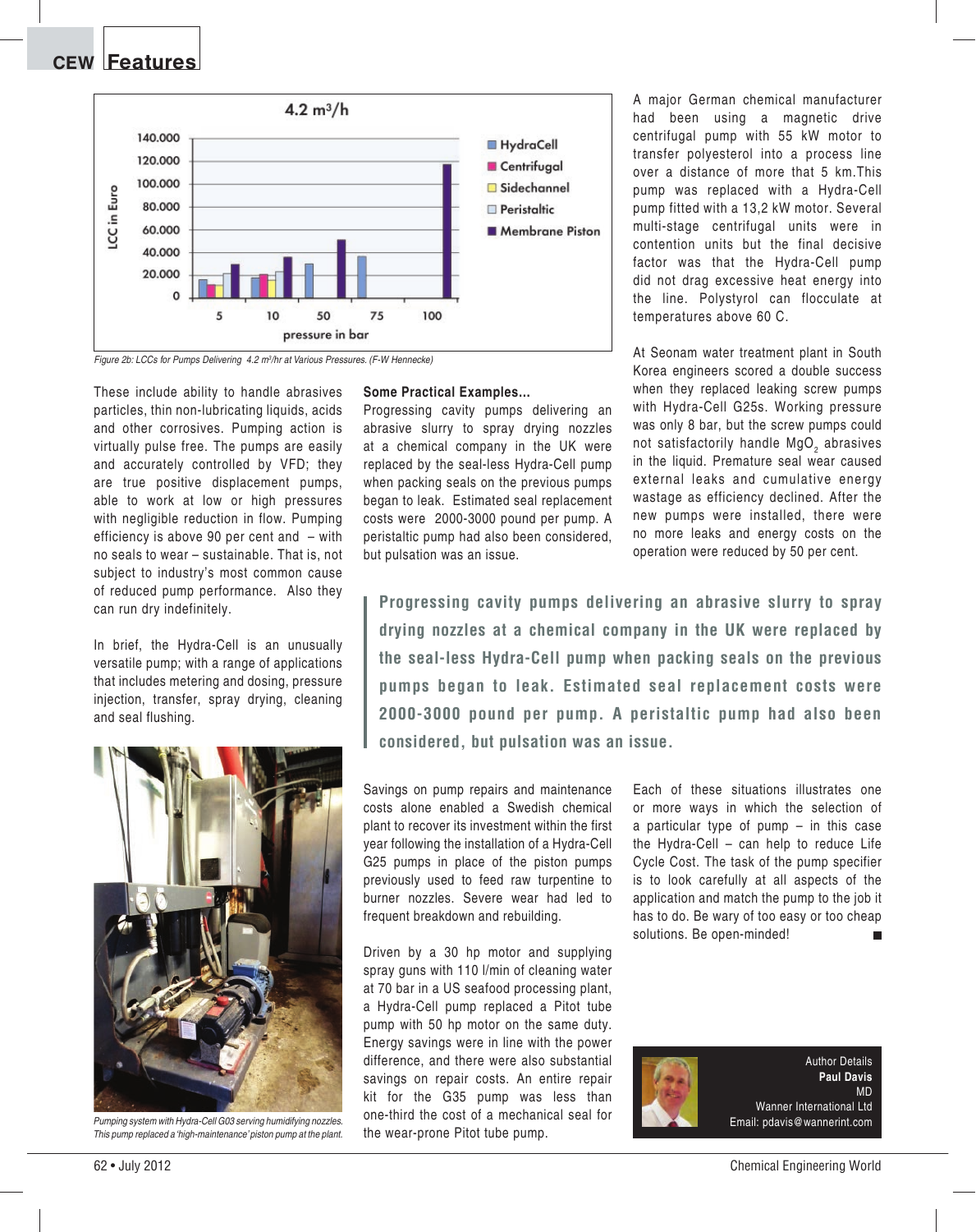4.2 m³/h

LCC in Euro

140.000
120.000
100.000
80.000
60.000
40.000
20.000
0

5 10 50 75 100

pressure in bar

HydraCell
Centrifugal
Sidechannel
Peristaltic
Membrane Piston

*Figure 2b: LCCs for Pumps Delivering 4.2 m³/hr at Various Pressures. (F-W Hennecke)*

These include ability to handle abrasives particles, thin non-lubricating liquids, acids and other corrosives. Pumping action is virtually pulse free. The pumps are easily and accurately controlled by VFD; they are true positive displacement pumps, able to work at low or high pressures with negligible reduction in flow. Pumping efficiency is above 90 per cent and – with no seals to wear – sustainable. That is, not subject to industry's most common cause of reduced pump performance. Also they can run dry indefinitely.

In brief, the Hydra-Cell is an unusually versatile pump; with a range of applications that includes metering and dosing, pressure injection, transfer, spray drying, cleaning and seal flushing.

*Pumping system with Hydra-Cell G03 serving humidifying nozzles. This pump replaced a 'high-maintenance' piston pump at the plant.*

**Some Practical Examples...**

Progressing cavity pumps delivering an abrasive slurry to spray drying nozzles at a chemical company in the UK were replaced by the seal-less Hydra-Cell pump when packing seals on the previous pumps began to leak. Estimated seal replacement costs were 2000-3000 pound per pump. A peristaltic pump had also been considered, but pulsation was an issue.

A major German chemical manufacturer had been using a magnetic drive centrifugal pump with 55 kW motor to transfer polyesterol into a process line over a distance of more that 5 km.This pump was replaced with a Hydra-Cell pump fitted with a 13,2 kW motor. Several multi-stage centrifugal units were in contention units but the final decisive factor was that the Hydra-Cell pump did not drag excessive heat energy into the line. Polystyrol can flocculate at temperatures above 60 C.

At Seonam water treatment plant in South Korea engineers scored a double success when they replaced leaking screw pumps with Hydra-Cell G25s. Working pressure was only 8 bar, but the screw pumps could not satisfactorily handle $MgO_2$ abrasives in the liquid. Premature seal wear caused external leaks and cumulative energy wastage as efficiency declined. After the new pumps were installed, there were no more leaks and energy costs on the operation were reduced by 50 per cent.

> **Progressing cavity pumps delivering an abrasive slurry to spray drying nozzles at a chemical company in the UK were replaced by the seal-less Hydra-Cell pump when packing seals on the previous pumps began to leak. Estimated seal replacement costs were 2000-3000 pound per pump. A peristaltic pump had also been considered, but pulsation was an issue.**

Savings on pump repairs and maintenance costs alone enabled a Swedish chemical plant to recover its investment within the first year following the installation of a Hydra-Cell G25 pumps in place of the piston pumps previously used to feed raw turpentine to burner nozzles. Severe wear had led to frequent breakdown and rebuilding.

Driven by a 30 hp motor and supplying spray guns with 110 l/min of cleaning water at 70 bar in a US seafood processing plant, a Hydra-Cell pump replaced a Pitot tube pump with 50 hp motor on the same duty. Energy savings were in line with the power difference, and there were also substantial savings on repair costs. An entire repair kit for the G35 pump was less than one-third the cost of a mechanical seal for the wear-prone Pitot tube pump.

Each of these situations illustrates one or more ways in which the selection of a particular type of pump – in this case the Hydra-Cell – can help to reduce Life Cycle Cost. The task of the pump specifier is to look carefully at all aspects of the application and match the pump to the job it has to do. Be wary of too easy or too cheap solutions. Be open-minded! ■

Author Details
**Paul Davis**
MD
Wanner International Ltd
Email: pdavis@wannerint.com